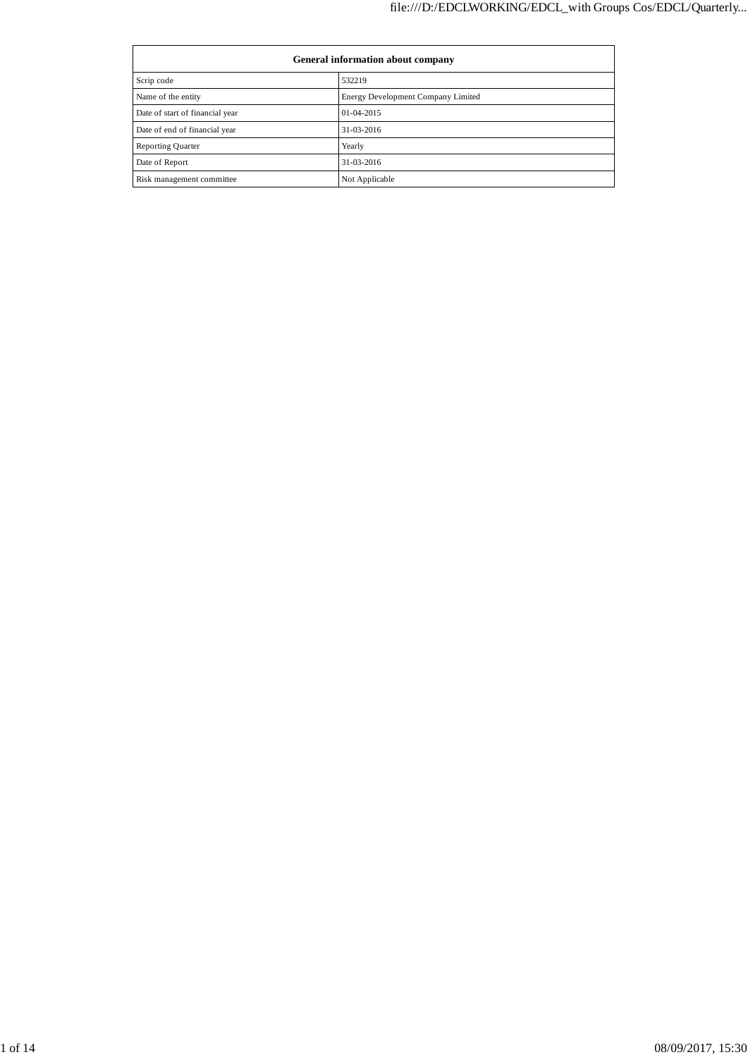| General information about company | |
|---|---|
| Scrip code | 532219 |
| Name of the entity | Energy Development Company Limited |
| Date of start of financial year | 01-04-2015 |
| Date of end of financial year | 31-03-2016 |
| Reporting Quarter | Yearly |
| Date of Report | 31-03-2016 |
| Risk management committee | Not Applicable |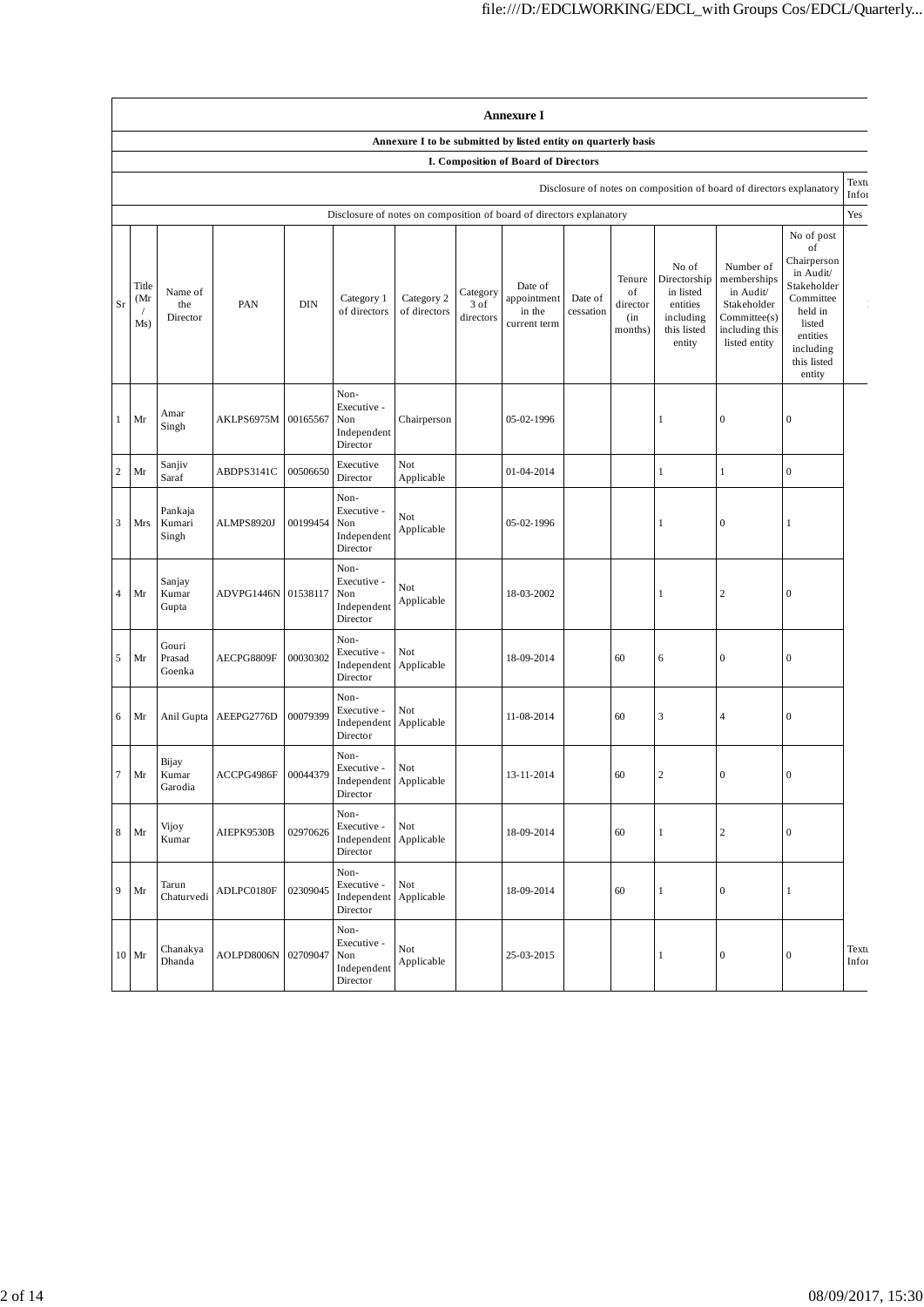# Annexure I

### Annexure I to be submitted by listed entity on quarterly basis

### I. Composition of Board of Directors

| Disclosure of notes on composition of board of directors explanatory | Textual Information |
|---|---|
| Disclosure of notes on composition of board of directors explanatory | Yes |

| Sr | Title (Mr / Ms) | Name of the Director | PAN | DIN | Category 1 of directors | Category 2 of directors | Category 3 of directors | Date of appointment in the current term | Date of cessation | Tenure of director (in months) | No of Directorship in listed entities including this listed entity | Number of memberships in Audit/ Stakeholder Committee(s) including this listed entity | No of post of Chairperson in Audit/ Stakeholder Committee held in listed entities including this listed entity | |
|---|---|---|---|---|---|---|---|---|---|---|---|---|---|---|
| 1 | Mr | Amar Singh | AKLPS6975M | 00165567 | Non-Executive - Non Independent Director | Chairperson | | 05-02-1996 | | | 1 | 0 | 0 | |
| 2 | Mr | Sanjiv Saraf | ABDPS3141C | 00506650 | Executive Director | Not Applicable | | 01-04-2014 | | | 1 | 1 | 0 | |
| 3 | Mrs | Pankaja Kumari Singh | ALMPS8920J | 00199454 | Non-Executive - Non Independent Director | Not Applicable | | 05-02-1996 | | | 1 | 0 | 1 | |
| 4 | Mr | Sanjay Kumar Gupta | ADVPG1446N | 01538117 | Non-Executive - Non Independent Director | Not Applicable | | 18-03-2002 | | | 1 | 2 | 0 | |
| 5 | Mr | Gouri Prasad Goenka | AECPG8809F | 00030302 | Non-Executive - Independent Director | Not Applicable | | 18-09-2014 | | 60 | 6 | 0 | 0 | |
| 6 | Mr | Anil Gupta | AEEPG2776D | 00079399 | Non-Executive - Independent Director | Not Applicable | | 11-08-2014 | | 60 | 3 | 4 | 0 | |
| 7 | Mr | Bijay Kumar Garodia | ACCPG4986F | 00044379 | Non-Executive - Independent Director | Not Applicable | | 13-11-2014 | | 60 | 2 | 0 | 0 | |
| 8 | Mr | Vijoy Kumar | AIEPK9530B | 02970626 | Non-Executive - Independent Director | Not Applicable | | 18-09-2014 | | 60 | 1 | 2 | 0 | |
| 9 | Mr | Tarun Chaturvedi | ADLPC0180F | 02309045 | Non-Executive - Independent Director | Not Applicable | | 18-09-2014 | | 60 | 1 | 0 | 1 | |
| 10 | Mr | Chanakya Dhanda | AOLPD8006N | 02709047 | Non-Executive - Non Independent Director | Not Applicable | | 25-03-2015 | | | 1 | 0 | 0 | Textual Information |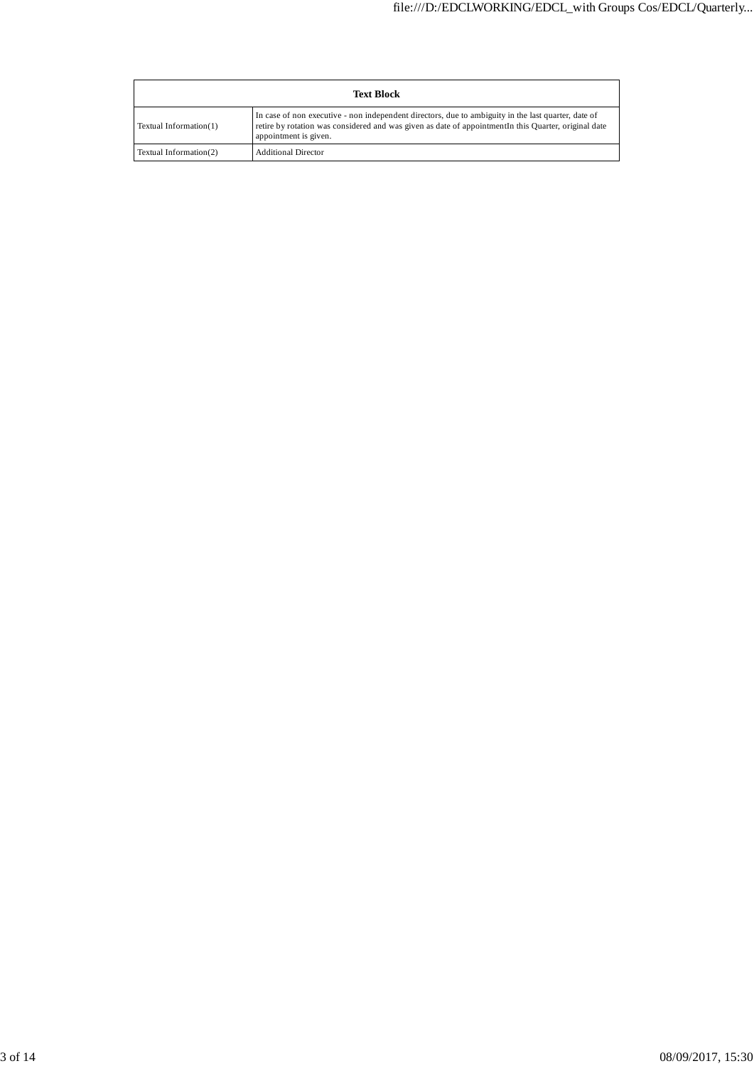| Text Block | |
|---|---|
| Textual Information(1) | In case of non executive - non independent directors, due to ambiguity in the last quarter, date of retire by rotation was considered and was given as date of appointmentIn this Quarter, original date appointment is given. |
| Textual Information(2) | Additional Director |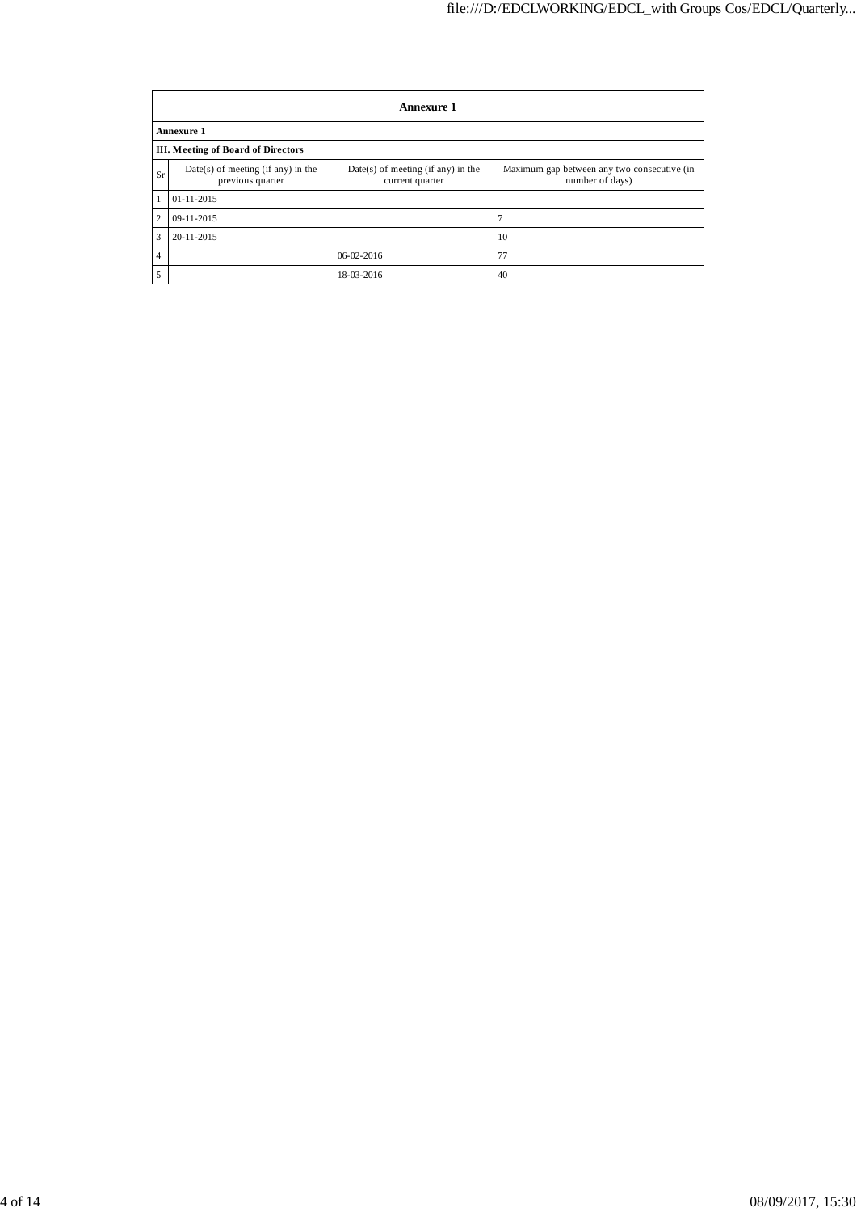## Annexure 1

**Annexure 1**

**III. Meeting of Board of Directors**

| Sr | Date(s) of meeting (if any) in the previous quarter | Date(s) of meeting (if any) in the current quarter | Maximum gap between any two consecutive (in number of days) |
|---|---|---|---|
| 1 | 01-11-2015 | | |
| 2 | 09-11-2015 | | 7 |
| 3 | 20-11-2015 | | 10 |
| 4 | | 06-02-2016 | 77 |
| 5 | | 18-03-2016 | 40 |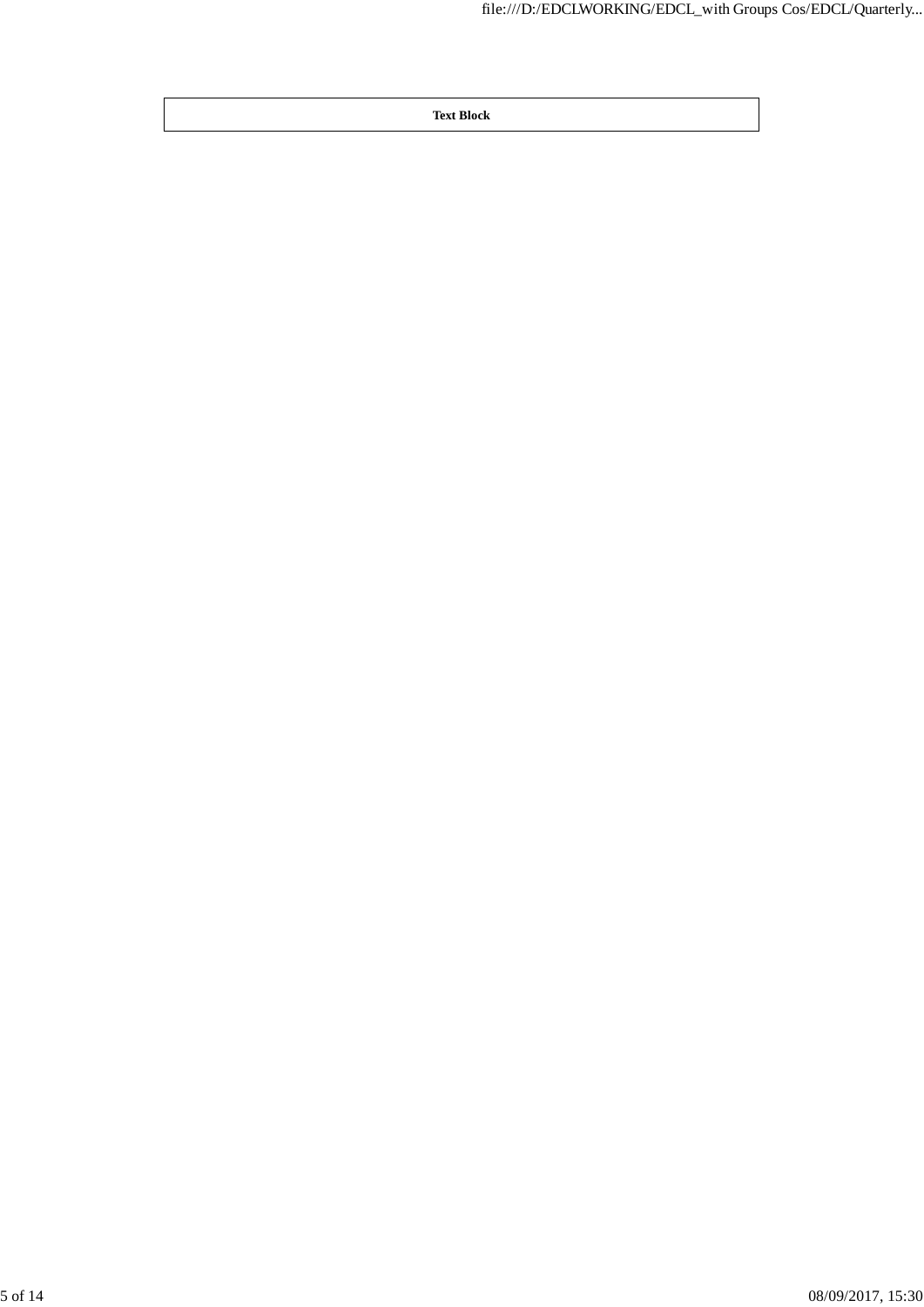| Text Block |
| --- |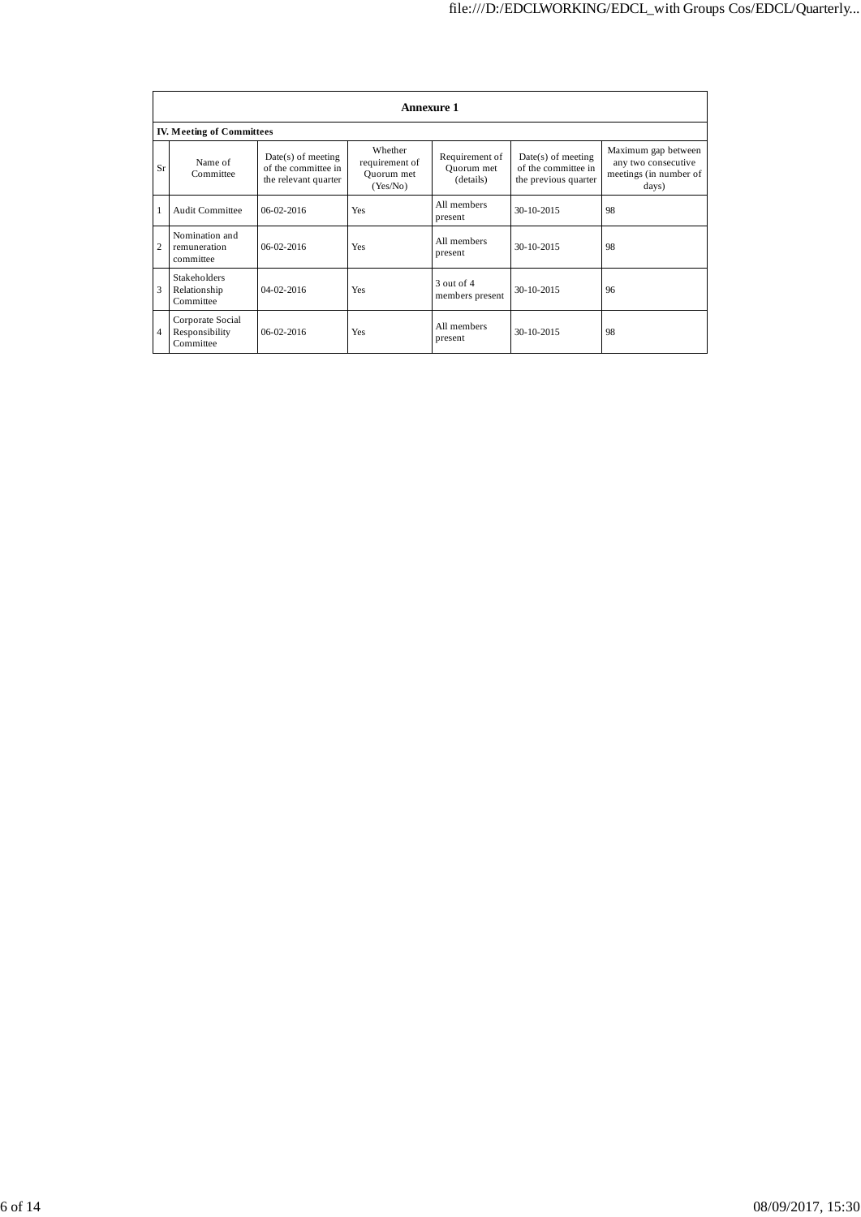**Annexure 1**

**IV. Meeting of Committees**

| Sr | Name of Committee | Date(s) of meeting of the committee in the relevant quarter | Whether requirement of Quorum met (Yes/No) | Requirement of Quorum met (details) | Date(s) of meeting of the committee in the previous quarter | Maximum gap between any two consecutive meetings (in number of days) |
|---|---|---|---|---|---|---|
| 1 | Audit Committee | 06-02-2016 | Yes | All members present | 30-10-2015 | 98 |
| 2 | Nomination and remuneration committee | 06-02-2016 | Yes | All members present | 30-10-2015 | 98 |
| 3 | Stakeholders Relationship Committee | 04-02-2016 | Yes | 3 out of 4 members present | 30-10-2015 | 96 |
| 4 | Corporate Social Responsibility Committee | 06-02-2016 | Yes | All members present | 30-10-2015 | 98 |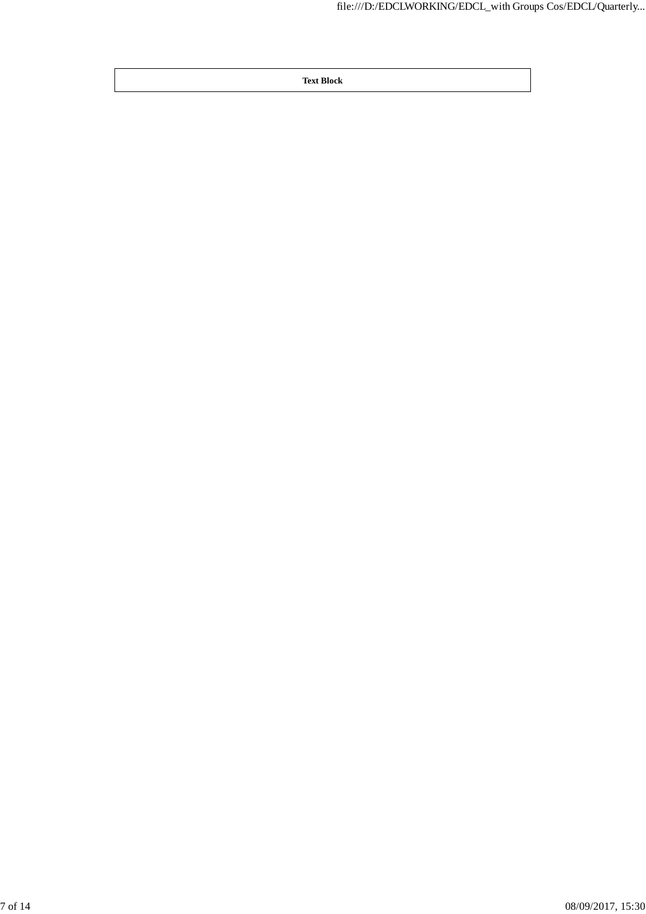| Text Block |
| --- |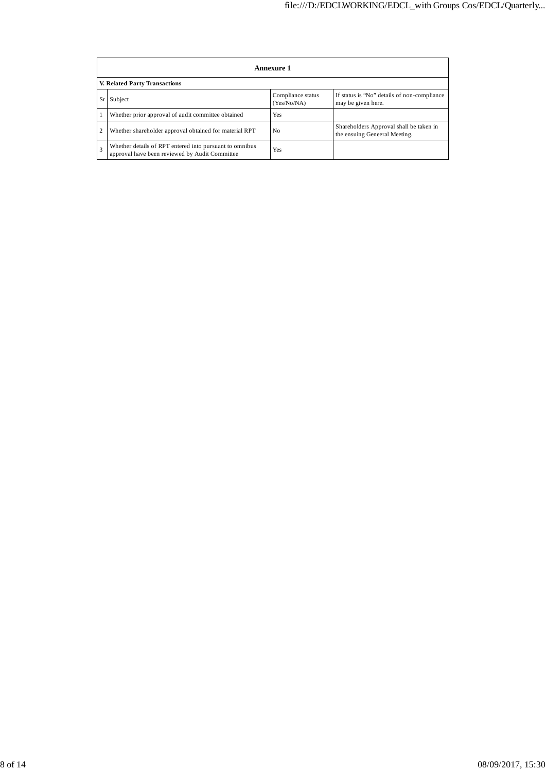| Annexure 1 | | | |
|---|---|---|---|
| **V. Related Party Transactions** | | | |
| Sr | Subject | Compliance status (Yes/No/NA) | If status is "No" details of non-compliance may be given here. |
| 1 | Whether prior approval of audit committee obtained | Yes | |
| 2 | Whether shareholder approval obtained for material RPT | No | Shareholders Approval shall be taken in the ensuing Geneeral Meeting. |
| 3 | Whether details of RPT entered into pursuant to omnibus approval have been reviewed by Audit Committee | Yes | |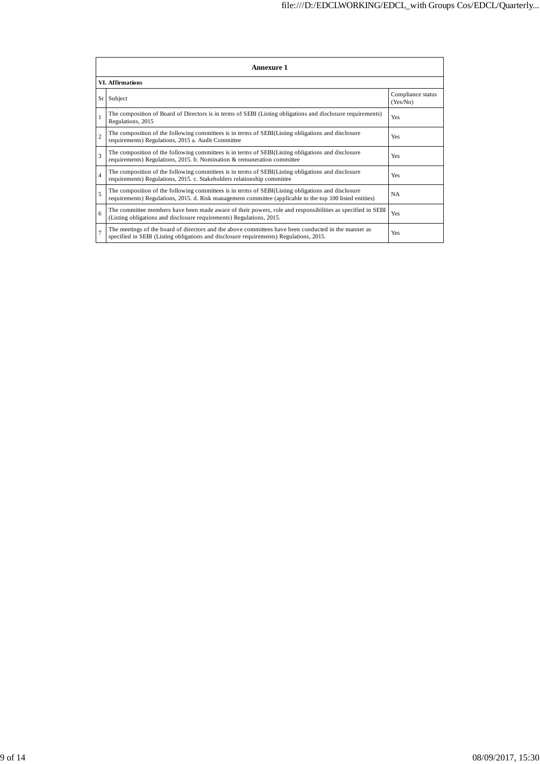| Annexure 1 | | |
|---|---|---|
| **VI. Affirmations** | | |
| Sr | Subject | Compliance status (Yes/No) |
| 1 | The composition of Board of Directors is in terms of SEBI (Listing obligations and disclosure requirements) Regulations, 2015 | Yes |
| 2 | The composition of the following committees is in terms of SEBI(Listing obligations and disclosure requirements) Regulations, 2015 a. Audit Committee | Yes |
| 3 | The composition of the following committees is in terms of SEBI(Listing obligations and disclosure requirements) Regulations, 2015. b. Nomination & remuneration committee | Yes |
| 4 | The composition of the following committees is in terms of SEBI(Listing obligations and disclosure requirements) Regulations, 2015. c. Stakeholders relationship committee | Yes |
| 5 | The composition of the following committees is in terms of SEBI(Listing obligations and disclosure requirements) Regulations, 2015. d. Risk management committee (applicable to the top 100 listed entities) | NA |
| 6 | The committee members have been made aware of their powers, role and responsibilities as specified in SEBI (Listing obligations and disclosure requirements) Regulations, 2015. | Yes |
| 7 | The meetings of the board of directors and the above committees have been conducted in the manner as specified in SEBI (Listing obligations and disclosure requirements) Regulations, 2015. | Yes |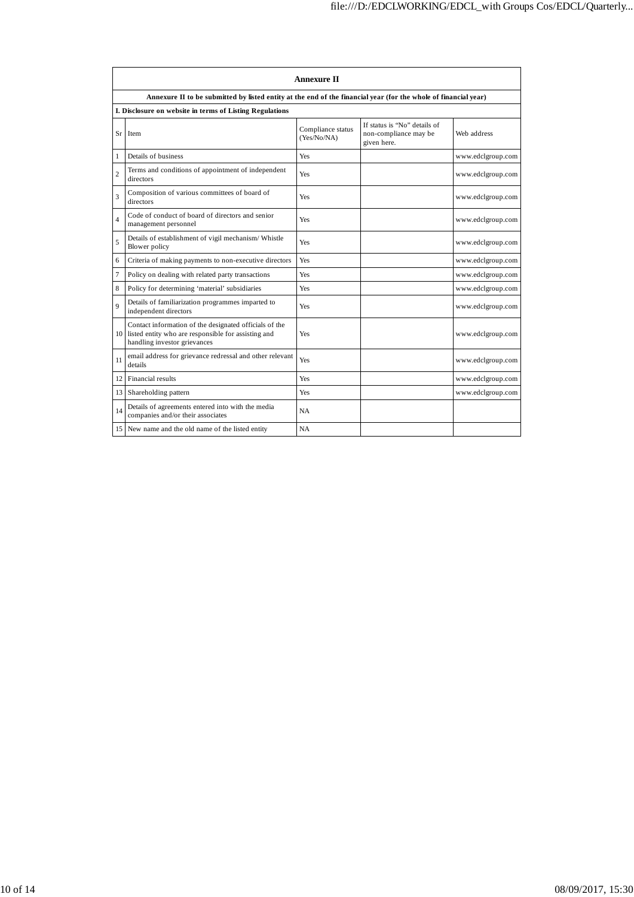## Annexure II

**Annexure II to be submitted by listed entity at the end of the financial year (for the whole of financial year)**

**I. Disclosure on website in terms of Listing Regulations**

| Sr | Item | Compliance status (Yes/No/NA) | If status is "No" details of non-compliance may be given here. | Web address |
|---|---|---|---|---|
| 1 | Details of business | Yes | | www.edclgroup.com |
| 2 | Terms and conditions of appointment of independent directors | Yes | | www.edclgroup.com |
| 3 | Composition of various committees of board of directors | Yes | | www.edclgroup.com |
| 4 | Code of conduct of board of directors and senior management personnel | Yes | | www.edclgroup.com |
| 5 | Details of establishment of vigil mechanism/ Whistle Blower policy | Yes | | www.edclgroup.com |
| 6 | Criteria of making payments to non-executive directors | Yes | | www.edclgroup.com |
| 7 | Policy on dealing with related party transactions | Yes | | www.edclgroup.com |
| 8 | Policy for determining 'material' subsidiaries | Yes | | www.edclgroup.com |
| 9 | Details of familiarization programmes imparted to independent directors | Yes | | www.edclgroup.com |
| 10 | Contact information of the designated officials of the listed entity who are responsible for assisting and handling investor grievances | Yes | | www.edclgroup.com |
| 11 | email address for grievance redressal and other relevant details | Yes | | www.edclgroup.com |
| 12 | Financial results | Yes | | www.edclgroup.com |
| 13 | Shareholding pattern | Yes | | www.edclgroup.com |
| 14 | Details of agreements entered into with the media companies and/or their associates | NA | | |
| 15 | New name and the old name of the listed entity | NA | | |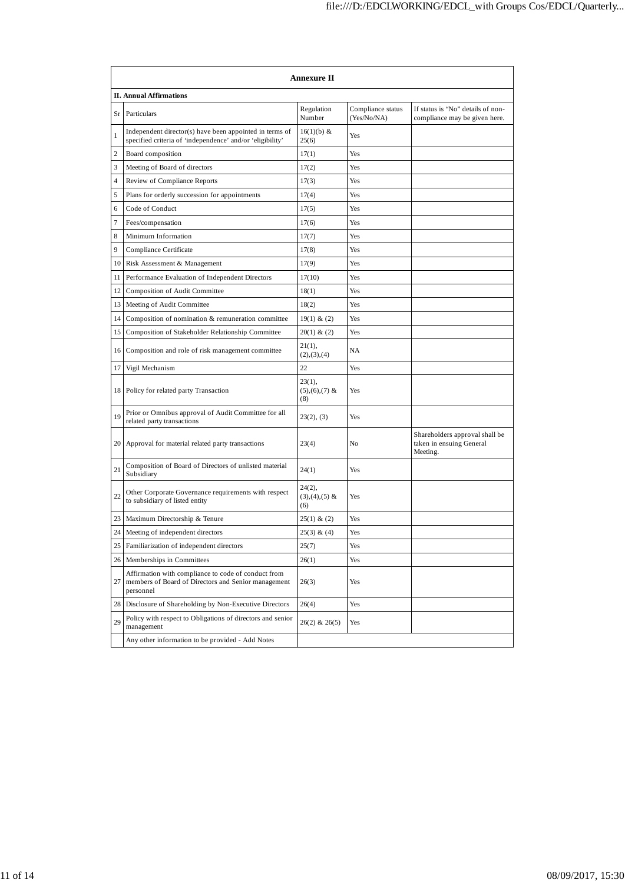## Annexure II

**II. Annual Affirmations**

| Sr | Particulars | Regulation Number | Compliance status (Yes/No/NA) | If status is "No" details of non-compliance may be given here. |
|---|---|---|---|---|
| 1 | Independent director(s) have been appointed in terms of specified criteria of 'independence' and/or 'eligibility' | 16(1)(b) & 25(6) | Yes | |
| 2 | Board composition | 17(1) | Yes | |
| 3 | Meeting of Board of directors | 17(2) | Yes | |
| 4 | Review of Compliance Reports | 17(3) | Yes | |
| 5 | Plans for orderly succession for appointments | 17(4) | Yes | |
| 6 | Code of Conduct | 17(5) | Yes | |
| 7 | Fees/compensation | 17(6) | Yes | |
| 8 | Minimum Information | 17(7) | Yes | |
| 9 | Compliance Certificate | 17(8) | Yes | |
| 10 | Risk Assessment & Management | 17(9) | Yes | |
| 11 | Performance Evaluation of Independent Directors | 17(10) | Yes | |
| 12 | Composition of Audit Committee | 18(1) | Yes | |
| 13 | Meeting of Audit Committee | 18(2) | Yes | |
| 14 | Composition of nomination & remuneration committee | 19(1) & (2) | Yes | |
| 15 | Composition of Stakeholder Relationship Committee | 20(1) & (2) | Yes | |
| 16 | Composition and role of risk management committee | 21(1),(2),(3),(4) | NA | |
| 17 | Vigil Mechanism | 22 | Yes | |
| 18 | Policy for related party Transaction | 23(1),(5),(6),(7) & (8) | Yes | |
| 19 | Prior or Omnibus approval of Audit Committee for all related party transactions | 23(2), (3) | Yes | |
| 20 | Approval for material related party transactions | 23(4) | No | Shareholders approval shall be taken in ensuing General Meeting. |
| 21 | Composition of Board of Directors of unlisted material Subsidiary | 24(1) | Yes | |
| 22 | Other Corporate Governance requirements with respect to subsidiary of listed entity | 24(2),(3),(4),(5) & (6) | Yes | |
| 23 | Maximum Directorship & Tenure | 25(1) & (2) | Yes | |
| 24 | Meeting of independent directors | 25(3) & (4) | Yes | |
| 25 | Familiarization of independent directors | 25(7) | Yes | |
| 26 | Memberships in Committees | 26(1) | Yes | |
| 27 | Affirmation with compliance to code of conduct from members of Board of Directors and Senior management personnel | 26(3) | Yes | |
| 28 | Disclosure of Shareholding by Non-Executive Directors | 26(4) | Yes | |
| 29 | Policy with respect to Obligations of directors and senior management | 26(2) & 26(5) | Yes | |
| | Any other information to be provided - Add Notes | | | |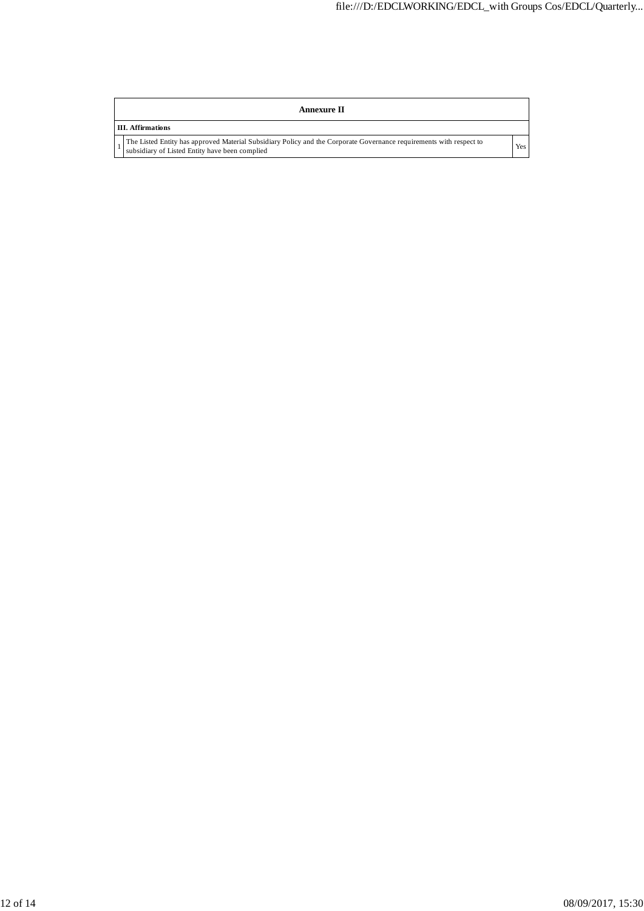| Annexure II | | |
|---|---|---|
| **III. Affirmations** | | |
| 1 | The Listed Entity has approved Material Subsidiary Policy and the Corporate Governance requirements with respect to subsidiary of Listed Entity have been complied | Yes |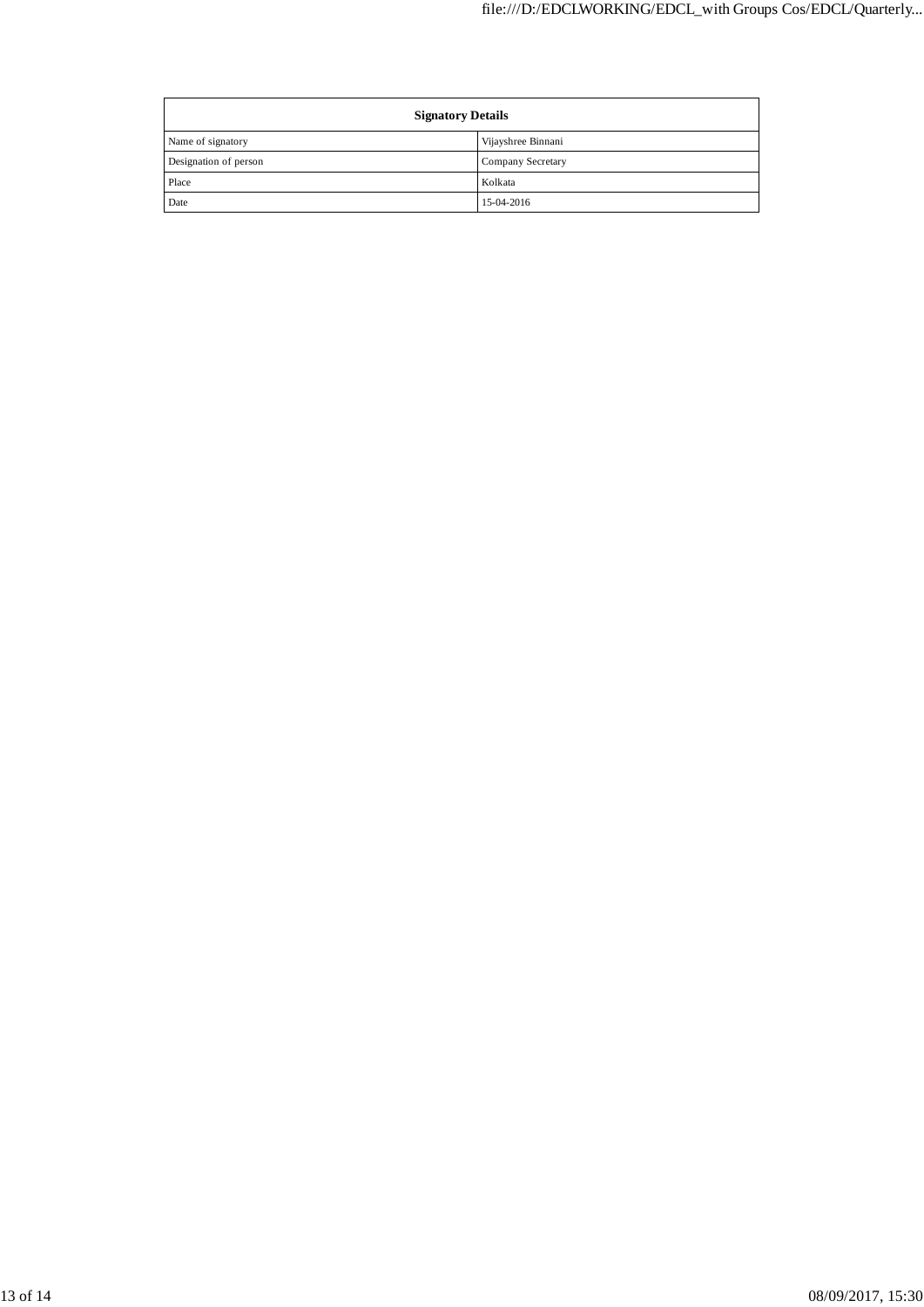| Signatory Details | |
| --- | --- |
| Name of signatory | Vijayshree Binnani |
| Designation of person | Company Secretary |
| Place | Kolkata |
| Date | 15-04-2016 |